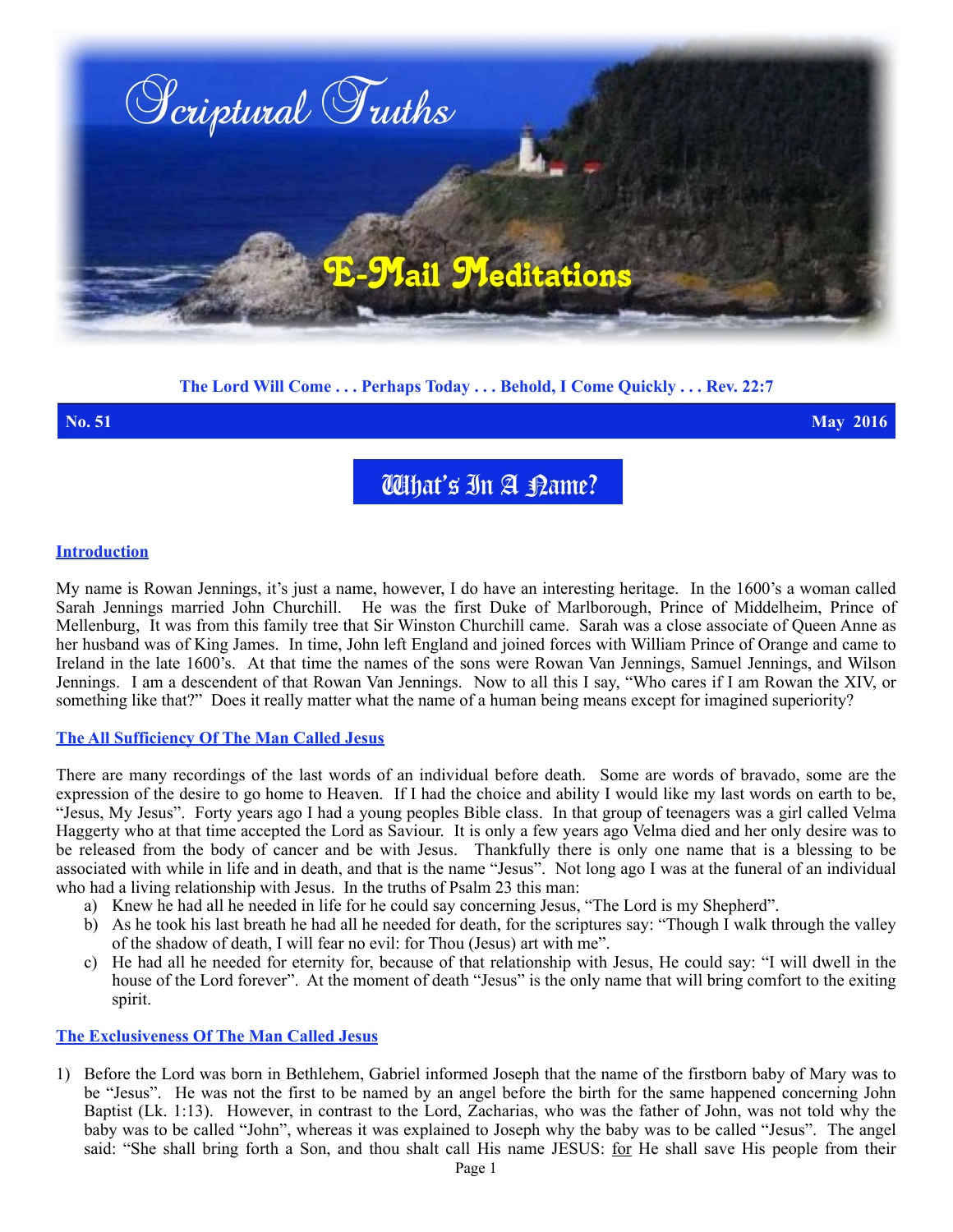# Scriptural Truths

## E-Mail Meditations

**The Lord Will Come . . . Perhaps Today . . . Behold, I Come Quickly . . . Rev. 22:7**

**No. 51** **May 2016**

## What's In A Name?

### Introduction

My name is Rowan Jennings, it's just a name, however, I do have an interesting heritage. In the 1600's a woman called Sarah Jennings married John Churchill. He was the first Duke of Marlborough, Prince of Middelheim, Prince of Mellenburg, It was from this family tree that Sir Winston Churchill came. Sarah was a close associate of Queen Anne as her husband was of King James. In time, John left England and joined forces with William Prince of Orange and came to Ireland in the late 1600's. At that time the names of the sons were Rowan Van Jennings, Samuel Jennings, and Wilson Jennings. I am a descendent of that Rowan Van Jennings. Now to all this I say, "Who cares if I am Rowan the XIV, or something like that?" Does it really matter what the name of a human being means except for imagined superiority?

### The All Sufficiency Of The Man Called Jesus

There are many recordings of the last words of an individual before death. Some are words of bravado, some are the expression of the desire to go home to Heaven. If I had the choice and ability I would like my last words on earth to be, "Jesus, My Jesus". Forty years ago I had a young peoples Bible class. In that group of teenagers was a girl called Velma Haggerty who at that time accepted the Lord as Saviour. It is only a few years ago Velma died and her only desire was to be released from the body of cancer and be with Jesus. Thankfully there is only one name that is a blessing to be associated with while in life and in death, and that is the name "Jesus". Not long ago I was at the funeral of an individual who had a living relationship with Jesus. In the truths of Psalm 23 this man:

a) Knew he had all he needed in life for he could say concerning Jesus, "The Lord is my Shepherd".
b) As he took his last breath he had all he needed for death, for the scriptures say: "Though I walk through the valley of the shadow of death, I will fear no evil: for Thou (Jesus) art with me".
c) He had all he needed for eternity for, because of that relationship with Jesus, He could say: "I will dwell in the house of the Lord forever". At the moment of death "Jesus" is the only name that will bring comfort to the exiting spirit.

### The Exclusiveness Of The Man Called Jesus

1) Before the Lord was born in Bethlehem, Gabriel informed Joseph that the name of the firstborn baby of Mary was to be "Jesus". He was not the first to be named by an angel before the birth for the same happened concerning John Baptist (Lk. 1:13). However, in contrast to the Lord, Zacharias, who was the father of John, was not told why the baby was to be called "John", whereas it was explained to Joseph why the baby was to be called "Jesus". The angel said: "She shall bring forth a Son, and thou shalt call His name JESUS: for He shall save His people from their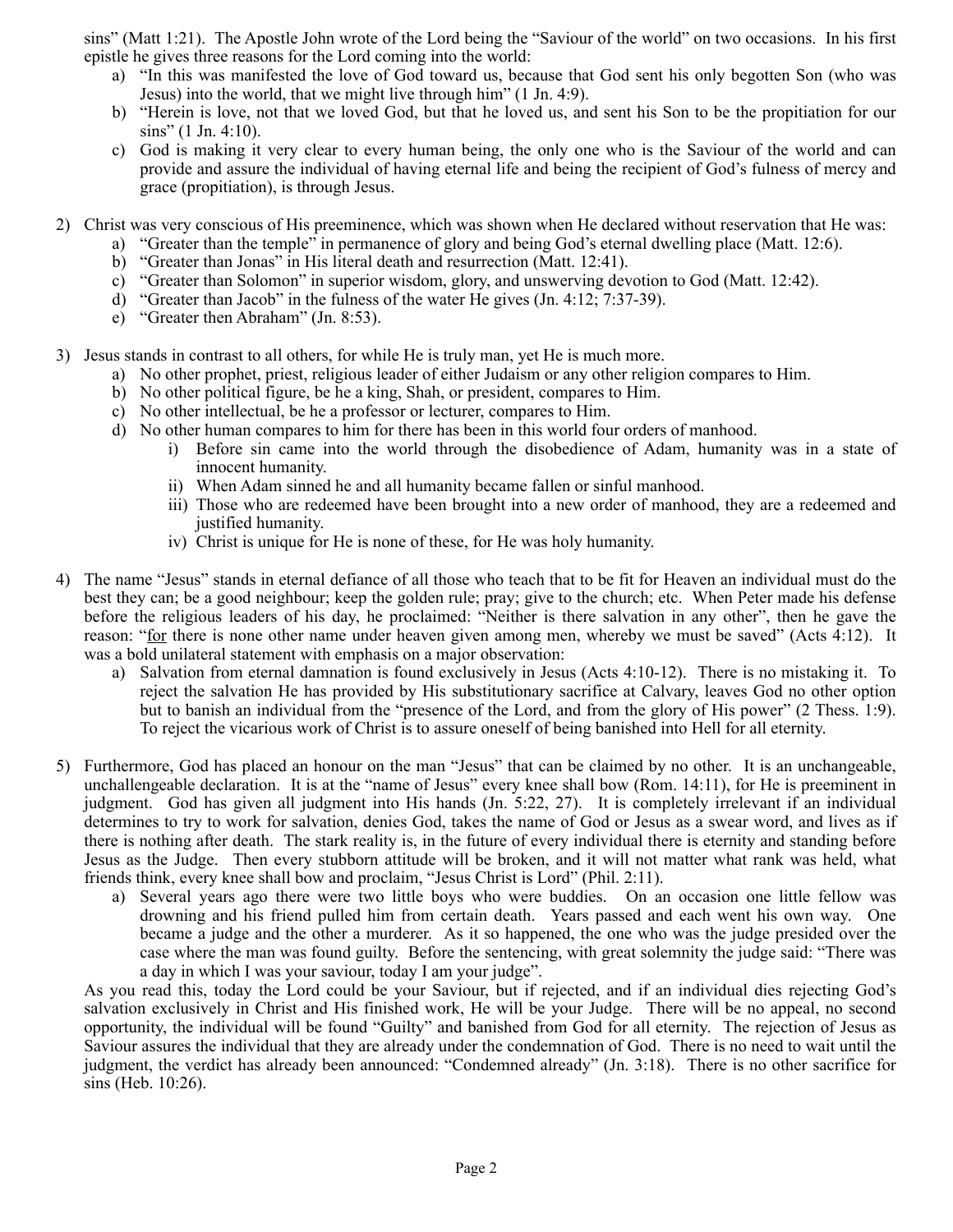sins" (Matt 1:21). The Apostle John wrote of the Lord being the "Saviour of the world" on two occasions. In his first epistle he gives three reasons for the Lord coming into the world:

   a) "In this was manifested the love of God toward us, because that God sent his only begotten Son (who was Jesus) into the world, that we might live through him" (1 Jn. 4:9).
   b) "Herein is love, not that we loved God, but that he loved us, and sent his Son to be the propitiation for our sins" (1 Jn. 4:10).
   c) God is making it very clear to every human being, the only one who is the Saviour of the world and can provide and assure the individual of having eternal life and being the recipient of God's fulness of mercy and grace (propitiation), is through Jesus.

2) Christ was very conscious of His preeminence, which was shown when He declared without reservation that He was:
   a) "Greater than the temple" in permanence of glory and being God's eternal dwelling place (Matt. 12:6).
   b) "Greater than Jonas" in His literal death and resurrection (Matt. 12:41).
   c) "Greater than Solomon" in superior wisdom, glory, and unswerving devotion to God (Matt. 12:42).
   d) "Greater than Jacob" in the fulness of the water He gives (Jn. 4:12; 7:37-39).
   e) "Greater then Abraham" (Jn. 8:53).

3) Jesus stands in contrast to all others, for while He is truly man, yet He is much more.
   a) No other prophet, priest, religious leader of either Judaism or any other religion compares to Him.
   b) No other political figure, be he a king, Shah, or president, compares to Him.
   c) No other intellectual, be he a professor or lecturer, compares to Him.
   d) No other human compares to him for there has been in this world four orders of manhood.
      i) Before sin came into the world through the disobedience of Adam, humanity was in a state of innocent humanity.
      ii) When Adam sinned he and all humanity became fallen or sinful manhood.
      iii) Those who are redeemed have been brought into a new order of manhood, they are a redeemed and justified humanity.
      iv) Christ is unique for He is none of these, for He was holy humanity.

4) The name "Jesus" stands in eternal defiance of all those who teach that to be fit for Heaven an individual must do the best they can; be a good neighbour; keep the golden rule; pray; give to the church; etc. When Peter made his defense before the religious leaders of his day, he proclaimed: "Neither is there salvation in any other", then he gave the reason: "<u>for</u> there is none other name under heaven given among men, whereby we must be saved" (Acts 4:12). It was a bold unilateral statement with emphasis on a major observation:
   a) Salvation from eternal damnation is found exclusively in Jesus (Acts 4:10-12). There is no mistaking it. To reject the salvation He has provided by His substitutionary sacrifice at Calvary, leaves God no other option but to banish an individual from the "presence of the Lord, and from the glory of His power" (2 Thess. 1:9). To reject the vicarious work of Christ is to assure oneself of being banished into Hell for all eternity.

5) Furthermore, God has placed an honour on the man "Jesus" that can be claimed by no other. It is an unchangeable, unchallengeable declaration. It is at the "name of Jesus" every knee shall bow (Rom. 14:11), for He is preeminent in judgment. God has given all judgment into His hands (Jn. 5:22, 27). It is completely irrelevant if an individual determines to try to work for salvation, denies God, takes the name of God or Jesus as a swear word, and lives as if there is nothing after death. The stark reality is, in the future of every individual there is eternity and standing before Jesus as the Judge. Then every stubborn attitude will be broken, and it will not matter what rank was held, what friends think, every knee shall bow and proclaim, "Jesus Christ is Lord" (Phil. 2:11).
   a) Several years ago there were two little boys who were buddies. On an occasion one little fellow was drowning and his friend pulled him from certain death. Years passed and each went his own way. One became a judge and the other a murderer. As it so happened, the one who was the judge presided over the case where the man was found guilty. Before the sentencing, with great solemnity the judge said: "There was a day in which I was your saviour, today I am your judge".

   As you read this, today the Lord could be your Saviour, but if rejected, and if an individual dies rejecting God's salvation exclusively in Christ and His finished work, He will be your Judge. There will be no appeal, no second opportunity, the individual will be found "Guilty" and banished from God for all eternity. The rejection of Jesus as Saviour assures the individual that they are already under the condemnation of God. There is no need to wait until the judgment, the verdict has already been announced: "Condemned already" (Jn. 3:18). There is no other sacrifice for sins (Heb. 10:26).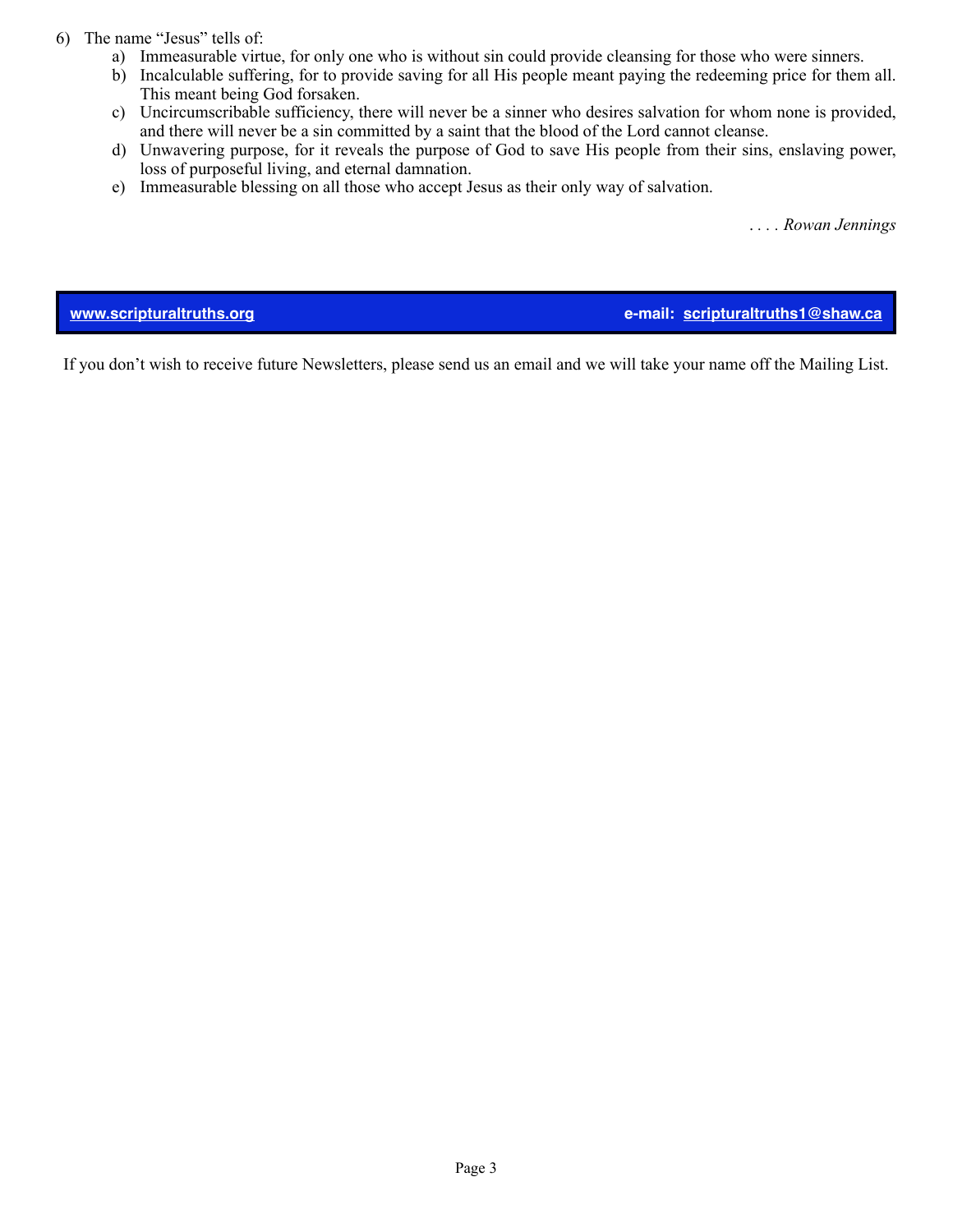6) The name "Jesus" tells of:
    a) Immeasurable virtue, for only one who is without sin could provide cleansing for those who were sinners.
    b) Incalculable suffering, for to provide saving for all His people meant paying the redeeming price for them all. This meant being God forsaken.
    c) Uncircumscribable sufficiency, there will never be a sinner who desires salvation for whom none is provided, and there will never be a sin committed by a saint that the blood of the Lord cannot cleanse.
    d) Unwavering purpose, for it reveals the purpose of God to save His people from their sins, enslaving power, loss of purposeful living, and eternal damnation.
    e) Immeasurable blessing on all those who accept Jesus as their only way of salvation.

. . . . *Rowan Jennings*

**www.scripturaltruths.org** **e-mail: scripturaltruths1@shaw.ca**

If you don't wish to receive future Newsletters, please send us an email and we will take your name off the Mailing List.